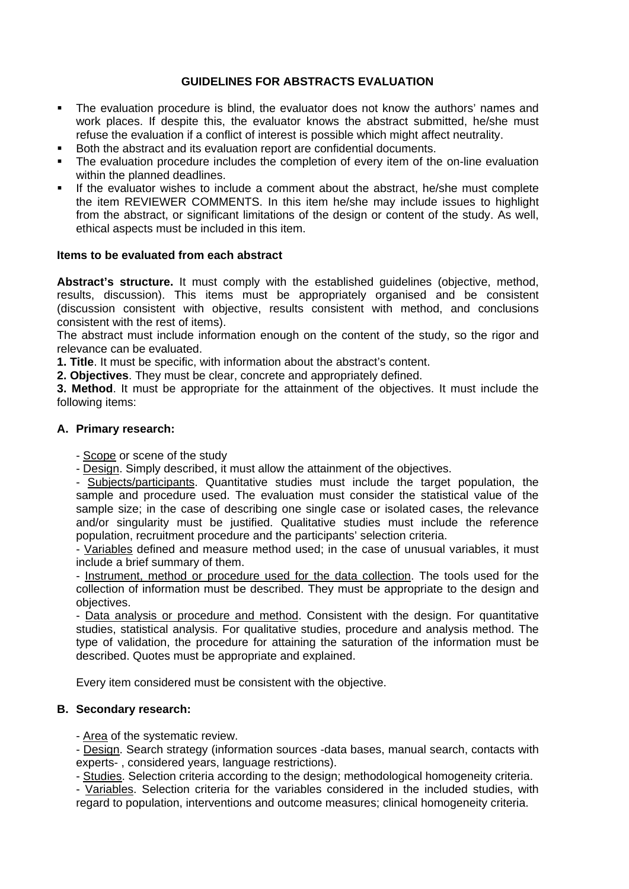# GUIDELINES FOR ABSTRACTS EVALUATION

- The evaluation procedure is blind, the evaluator does not know the authors' names and work places. If despite this, the evaluator knows the abstract submitted, he/she must refuse the evaluation if a conflict of interest is possible which might affect neutrality.
- Both the abstract and its evaluation report are confidential documents.
- The evaluation procedure includes the completion of every item of the on-line evaluation within the planned deadlines.
- If the evaluator wishes to include a comment about the abstract, he/she must complete the item REVIEWER COMMENTS. In this item he/she may include issues to highlight from the abstract, or significant limitations of the design or content of the study. As well, ethical aspects must be included in this item.

### Items to be evaluated from each abstract

**Abstract's structure.** It must comply with the established guidelines (objective, method, results, discussion). This items must be appropriately organised and be consistent (discussion consistent with objective, results consistent with method, and conclusions consistent with the rest of items).

The abstract must include information enough on the content of the study, so the rigor and relevance can be evaluated.

**1. Title**. It must be specific, with information about the abstract's content.

**2. Objectives**. They must be clear, concrete and appropriately defined.

**3. Method**. It must be appropriate for the attainment of the objectives. It must include the following items:

### A. Primary research:

- Scope or scene of the study
- Design. Simply described, it must allow the attainment of the objectives.
- Subjects/participants. Quantitative studies must include the target population, the sample and procedure used. The evaluation must consider the statistical value of the sample size; in the case of describing one single case or isolated cases, the relevance and/or singularity must be justified. Qualitative studies must include the reference population, recruitment procedure and the participants' selection criteria.
- Variables defined and measure method used; in the case of unusual variables, it must include a brief summary of them.
- Instrument, method or procedure used for the data collection. The tools used for the collection of information must be described. They must be appropriate to the design and objectives.
- Data analysis or procedure and method. Consistent with the design. For quantitative studies, statistical analysis. For qualitative studies, procedure and analysis method. The type of validation, the procedure for attaining the saturation of the information must be described. Quotes must be appropriate and explained.

Every item considered must be consistent with the objective.

### B. Secondary research:

- Area of the systematic review.
- Design. Search strategy (information sources -data bases, manual search, contacts with experts- , considered years, language restrictions).
- Studies. Selection criteria according to the design; methodological homogeneity criteria.
- Variables. Selection criteria for the variables considered in the included studies, with regard to population, interventions and outcome measures; clinical homogeneity criteria.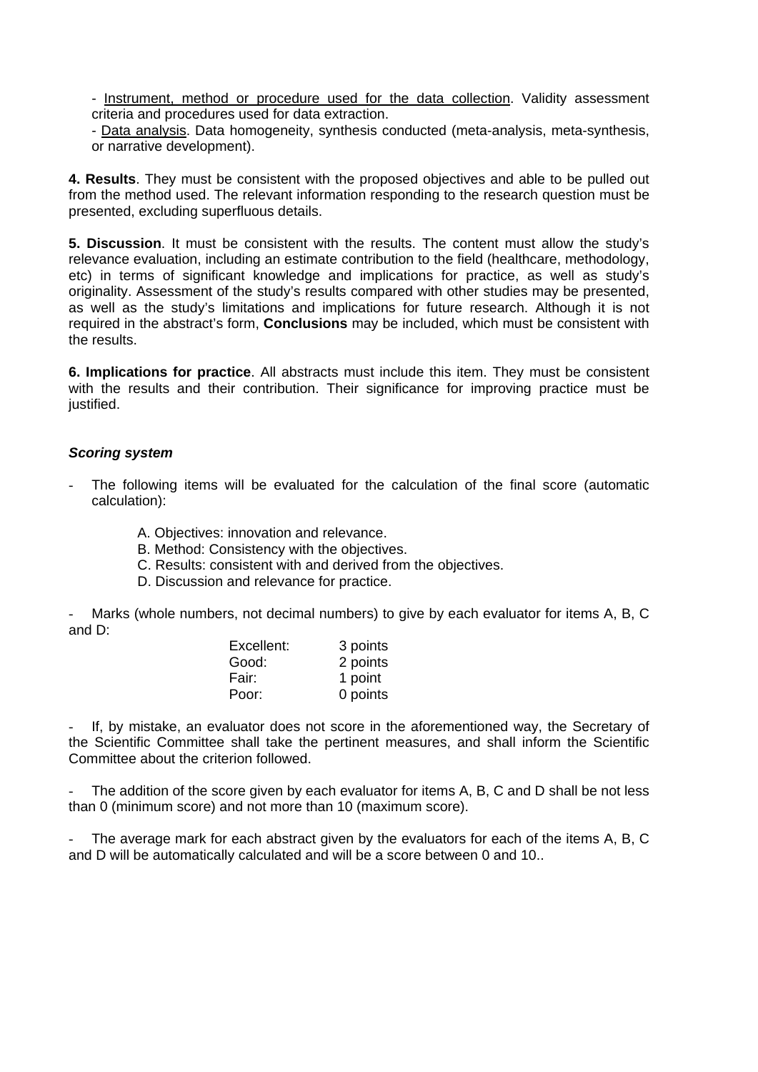- <u>Instrument, method or procedure used for the data collection</u>. Validity assessment criteria and procedures used for data extraction.
- <u>Data analysis</u>. Data homogeneity, synthesis conducted (meta-analysis, meta-synthesis, or narrative development).

**4. Results**. They must be consistent with the proposed objectives and able to be pulled out from the method used. The relevant information responding to the research question must be presented, excluding superfluous details.

**5. Discussion**. It must be consistent with the results. The content must allow the study's relevance evaluation, including an estimate contribution to the field (healthcare, methodology, etc) in terms of significant knowledge and implications for practice, as well as study's originality. Assessment of the study's results compared with other studies may be presented, as well as the study's limitations and implications for future research. Although it is not required in the abstract's form, **Conclusions** may be included, which must be consistent with the results.

**6. Implications for practice**. All abstracts must include this item. They must be consistent with the results and their contribution. Their significance for improving practice must be justified.

***Scoring system***

- The following items will be evaluated for the calculation of the final score (automatic calculation):

  A. Objectives: innovation and relevance.
  B. Method: Consistency with the objectives.
  C. Results: consistent with and derived from the objectives.
  D. Discussion and relevance for practice.

- Marks (whole numbers, not decimal numbers) to give by each evaluator for items A, B, C and D:

| | |
|---|---|
| Excellent: | 3 points |
| Good: | 2 points |
| Fair: | 1 point |
| Poor: | 0 points |

- If, by mistake, an evaluator does not score in the aforementioned way, the Secretary of the Scientific Committee shall take the pertinent measures, and shall inform the Scientific Committee about the criterion followed.

- The addition of the score given by each evaluator for items A, B, C and D shall be not less than 0 (minimum score) and not more than 10 (maximum score).

- The average mark for each abstract given by the evaluators for each of the items A, B, C and D will be automatically calculated and will be a score between 0 and 10..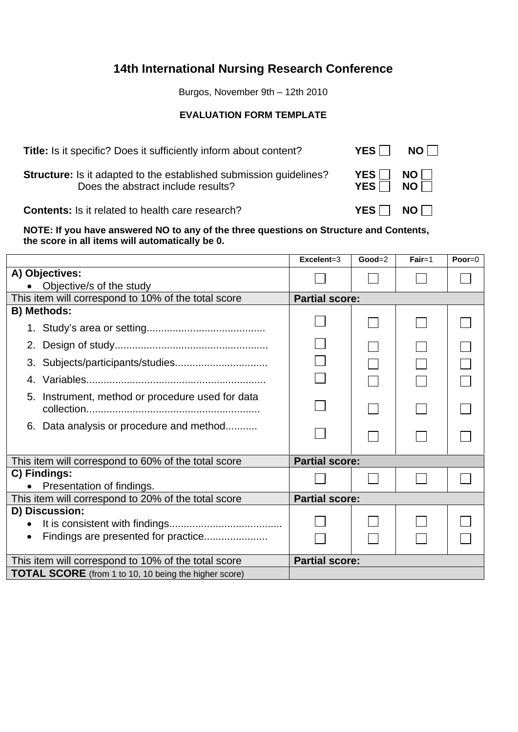# 14th International Nursing Research Conference

Burgos, November 9th – 12th 2010

**EVALUATION FORM TEMPLATE**

**Title:** Is it specific? Does it sufficiently inform about content? **YES** ☐ **NO** ☐

**Structure:** Is it adapted to the established submission guidelines? **YES** ☐ **NO** ☐
Does the abstract include results? **YES** ☐ **NO** ☐

**Contents:** Is it related to health care research? **YES** ☐ **NO** ☐

**NOTE: If you have answered NO to any of the three questions on Structure and Contents, the score in all items will automatically be 0.**

| | **Excelent**=3 | **Good**=2 | **Fair**=1 | **Poor**=0 |
|---|---|---|---|---|
| **A) Objectives:**<br>• Objective/s of the study | ☐ | ☐ | ☐ | ☐ |
| This item will correspond to 10% of the total score | **Partial score:** | | | |
| **B) Methods:** | | | | |
| 1. Study's area or setting........................................ | ☐ | ☐ | ☐ | ☐ |
| 2. Design of study.................................................... | ☐ | ☐ | ☐ | ☐ |
| 3. Subjects/participants/studies................................ | ☐ | ☐ | ☐ | ☐ |
| 4. Variables............................................................. | ☐ | ☐ | ☐ | ☐ |
| 5. Instrument, method or procedure used for data collection........................................................... | ☐ | ☐ | ☐ | ☐ |
| 6. Data analysis or procedure and method........... | ☐ | ☐ | ☐ | ☐ |
| This item will correspond to 60% of the total score | **Partial score:** | | | |
| **C) Findings:**<br>• Presentation of findings. | ☐ | ☐ | ☐ | ☐ |
| This item will correspond to 20% of the total score | **Partial score:** | | | |
| **D) Discussion:** | | | | |
| • It is consistent with findings....................................... | ☐ | ☐ | ☐ | ☐ |
| • Findings are presented for practice...................... | ☐ | ☐ | ☐ | ☐ |
| This item will correspond to 10% of the total score | **Partial score:** | | | |
| **TOTAL SCORE** (from 1 to 10, 10 being the higher score) | | | | |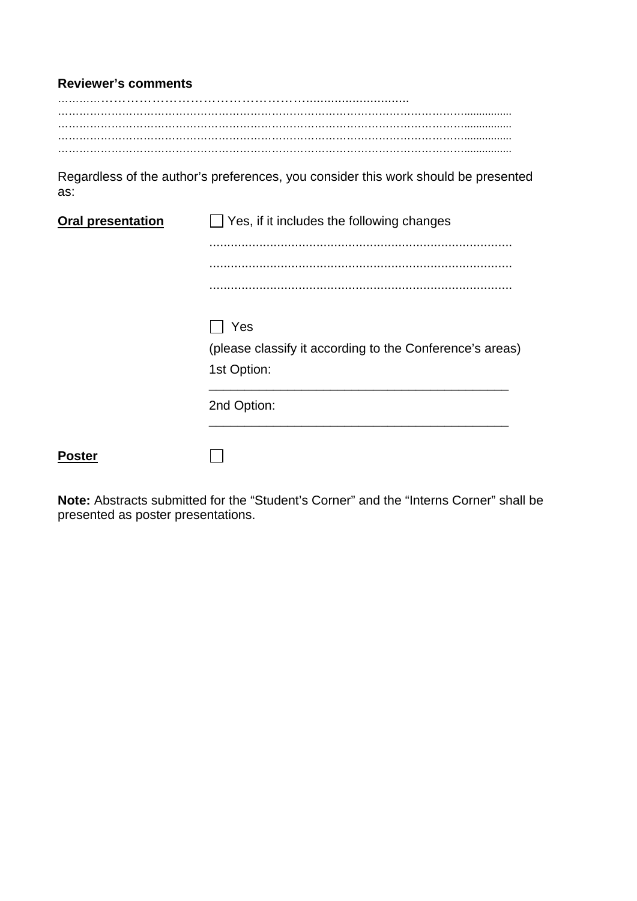**Reviewer's comments**

…………………………………………………...............................
…………………………………………………………………………………………………...............
…………………………………………………………………………………………………...............
…………………………………………………………………………………………………...............
…………………………………………………………………………………………………...............

Regardless of the author's preferences, you consider this work should be presented as:

**Oral presentation**

☐ Yes, if it includes the following changes

....................................................................................
....................................................................................
....................................................................................

☐ Yes

(please classify it according to the Conference's areas)

1st Option: ___________________________________________

2nd Option: ___________________________________________

**Poster**

☐

**Note:** Abstracts submitted for the "Student's Corner" and the "Interns Corner" shall be presented as poster presentations.